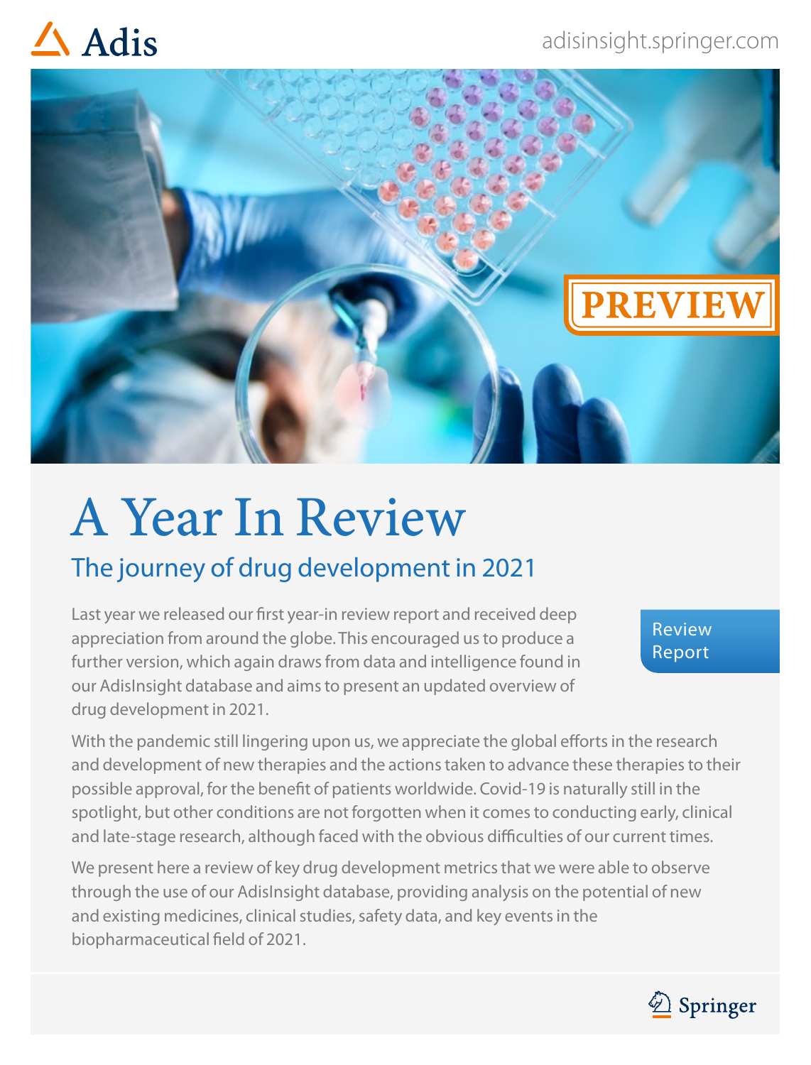Adis

adisinsight.springer.com

PREVIEW

# A Year In Review

## The journey of drug development in 2021

Review Report

Last year we released our first year-in review report and received deep appreciation from around the globe. This encouraged us to produce a further version, which again draws from data and intelligence found in our AdisInsight database and aims to present an updated overview of drug development in 2021.

With the pandemic still lingering upon us, we appreciate the global efforts in the research and development of new therapies and the actions taken to advance these therapies to their possible approval, for the benefit of patients worldwide. Covid-19 is naturally still in the spotlight, but other conditions are not forgotten when it comes to conducting early, clinical and late-stage research, although faced with the obvious difficulties of our current times.

We present here a review of key drug development metrics that we were able to observe through the use of our AdisInsight database, providing analysis on the potential of new and existing medicines, clinical studies, safety data, and key events in the biopharmaceutical field of 2021.

Springer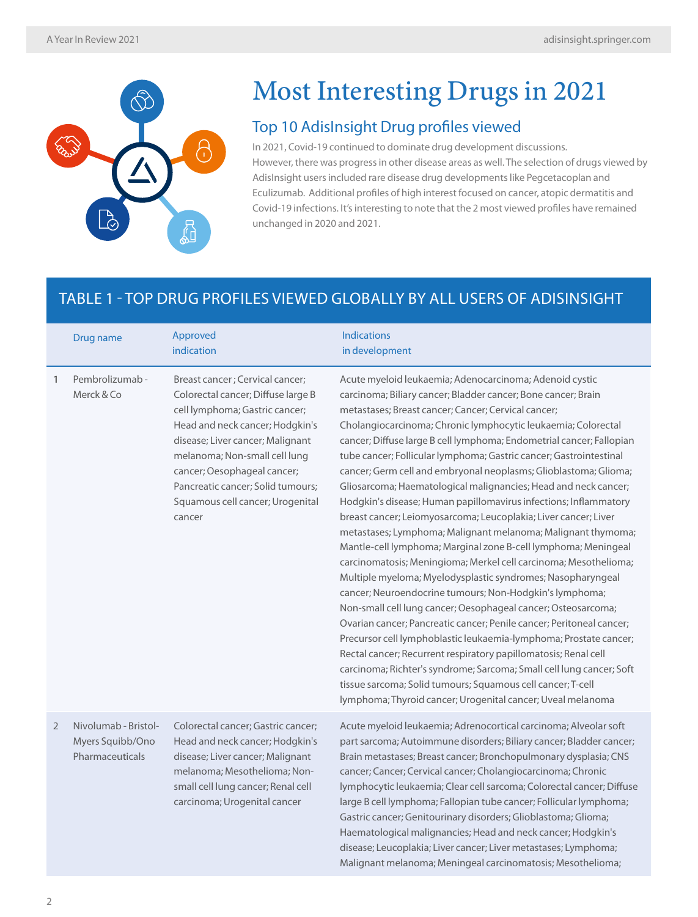# Most Interesting Drugs in 2021

## Top 10 AdisInsight Drug profiles viewed

In 2021, Covid-19 continued to dominate drug development discussions. However, there was progress in other disease areas as well. The selection of drugs viewed by AdisInsight users included rare disease drug developments like Pegcetacoplan and Eculizumab. Additional profiles of high interest focused on cancer, atopic dermatitis and Covid-19 infections. It's interesting to note that the 2 most viewed profiles have remained unchanged in 2020 and 2021.

### TABLE 1 - TOP DRUG PROFILES VIEWED GLOBALLY BY ALL USERS OF ADISINSIGHT

| | Drug name | Approved indication | Indications in development |
|---|---|---|---|
| 1 | Pembrolizumab - Merck & Co | Breast cancer ; Cervical cancer; Colorectal cancer; Diffuse large B cell lymphoma; Gastric cancer; Head and neck cancer; Hodgkin's disease; Liver cancer; Malignant melanoma; Non-small cell lung cancer; Oesophageal cancer; Pancreatic cancer; Solid tumours; Squamous cell cancer; Urogenital cancer | Acute myeloid leukaemia; Adenocarcinoma; Adenoid cystic carcinoma; Biliary cancer; Bladder cancer; Bone cancer; Brain metastases; Breast cancer; Cancer; Cervical cancer; Cholangiocarcinoma; Chronic lymphocytic leukaemia; Colorectal cancer; Diffuse large B cell lymphoma; Endometrial cancer; Fallopian tube cancer; Follicular lymphoma; Gastric cancer; Gastrointestinal cancer; Germ cell and embryonal neoplasms; Glioblastoma; Glioma; Gliosarcoma; Haematological malignancies; Head and neck cancer; Hodgkin's disease; Human papillomavirus infections; Inflammatory breast cancer; Leiomyosarcoma; Leucoplakia; Liver cancer; Liver metastases; Lymphoma; Malignant melanoma; Malignant thymoma; Mantle-cell lymphoma; Marginal zone B-cell lymphoma; Meningeal carcinomatosis; Meningioma; Merkel cell carcinoma; Mesothelioma; Multiple myeloma; Myelodysplastic syndromes; Nasopharyngeal cancer; Neuroendocrine tumours; Non-Hodgkin's lymphoma; Non-small cell lung cancer; Oesophageal cancer; Osteosarcoma; Ovarian cancer; Pancreatic cancer; Penile cancer; Peritoneal cancer; Precursor cell lymphoblastic leukaemia-lymphoma; Prostate cancer; Rectal cancer; Recurrent respiratory papillomatosis; Renal cell carcinoma; Richter's syndrome; Sarcoma; Small cell lung cancer; Soft tissue sarcoma; Solid tumours; Squamous cell cancer; T-cell lymphoma; Thyroid cancer; Urogenital cancer; Uveal melanoma |
| 2 | Nivolumab - Bristol-Myers Squibb/Ono Pharmaceuticals | Colorectal cancer; Gastric cancer; Head and neck cancer; Hodgkin's disease; Liver cancer; Malignant melanoma; Mesothelioma; Non-small cell lung cancer; Renal cell carcinoma; Urogenital cancer | Acute myeloid leukaemia; Adrenocortical carcinoma; Alveolar soft part sarcoma; Autoimmune disorders; Biliary cancer; Bladder cancer; Brain metastases; Bronchopulmonary dysplasia; CNS cancer; Cancer; Cervical cancer; Cholangiocarcinoma; Chronic lymphocytic leukaemia; Clear cell sarcoma; Colorectal cancer; Diffuse large B cell lymphoma; Fallopian tube cancer; Follicular lymphoma; Gastric cancer; Genitourinary disorders; Glioblastoma; Glioma; Haematological malignancies; Head and neck cancer; Hodgkin's disease; Leucoplakia; Liver cancer; Liver metastases; Lymphoma; Malignant melanoma; Meningeal carcinomatosis; Mesothelioma; |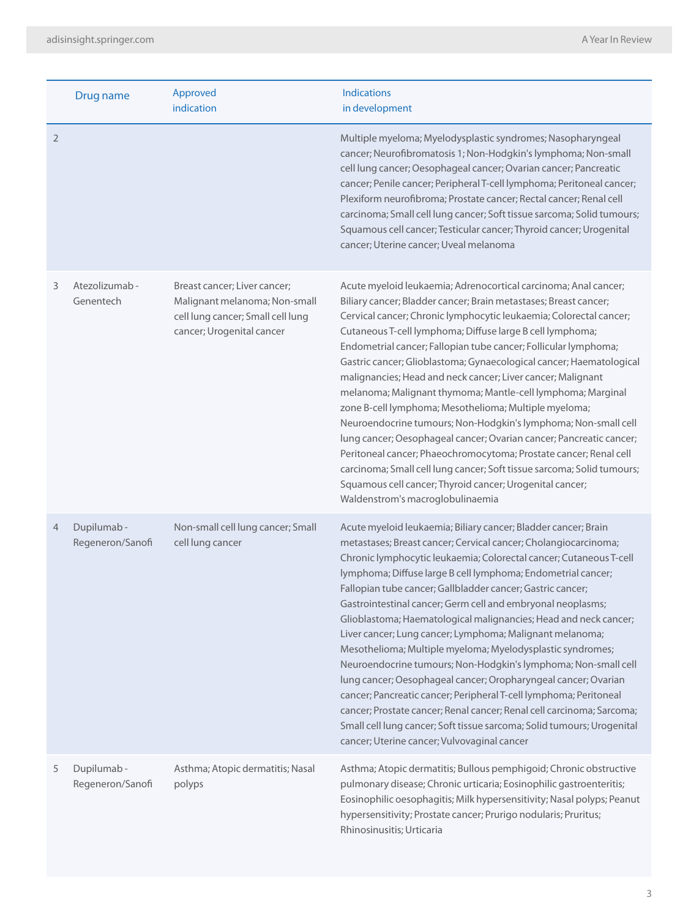| | Drug name | Approved indication | Indications in development |
|---|---|---|---|
| 2 | | | Multiple myeloma; Myelodysplastic syndromes; Nasopharyngeal cancer; Neurofibromatosis 1; Non-Hodgkin's lymphoma; Non-small cell lung cancer; Oesophageal cancer; Ovarian cancer; Pancreatic cancer; Penile cancer; Peripheral T-cell lymphoma; Peritoneal cancer; Plexiform neurofibroma; Prostate cancer; Rectal cancer; Renal cell carcinoma; Small cell lung cancer; Soft tissue sarcoma; Solid tumours; Squamous cell cancer; Testicular cancer; Thyroid cancer; Urogenital cancer; Uterine cancer; Uveal melanoma |
| 3 | Atezolizumab - Genentech | Breast cancer; Liver cancer; Malignant melanoma; Non-small cell lung cancer; Small cell lung cancer; Urogenital cancer | Acute myeloid leukaemia; Adrenocortical carcinoma; Anal cancer; Biliary cancer; Bladder cancer; Brain metastases; Breast cancer; Cervical cancer; Chronic lymphocytic leukaemia; Colorectal cancer; Cutaneous T-cell lymphoma; Diffuse large B cell lymphoma; Endometrial cancer; Fallopian tube cancer; Follicular lymphoma; Gastric cancer; Glioblastoma; Gynaecological cancer; Haematological malignancies; Head and neck cancer; Liver cancer; Malignant melanoma; Malignant thymoma; Mantle-cell lymphoma; Marginal zone B-cell lymphoma; Mesothelioma; Multiple myeloma; Neuroendocrine tumours; Non-Hodgkin's lymphoma; Non-small cell lung cancer; Oesophageal cancer; Ovarian cancer; Pancreatic cancer; Peritoneal cancer; Phaeochromocytoma; Prostate cancer; Renal cell carcinoma; Small cell lung cancer; Soft tissue sarcoma; Solid tumours; Squamous cell cancer; Thyroid cancer; Urogenital cancer; Waldenstrom's macroglobulinaemia |
| 4 | Dupilumab - Regeneron/Sanofi | Non-small cell lung cancer; Small cell lung cancer | Acute myeloid leukaemia; Biliary cancer; Bladder cancer; Brain metastases; Breast cancer; Cervical cancer; Cholangiocarcinoma; Chronic lymphocytic leukaemia; Colorectal cancer; Cutaneous T-cell lymphoma; Diffuse large B cell lymphoma; Endometrial cancer; Fallopian tube cancer; Gallbladder cancer; Gastric cancer; Gastrointestinal cancer; Germ cell and embryonal neoplasms; Glioblastoma; Haematological malignancies; Head and neck cancer; Liver cancer; Lung cancer; Lymphoma; Malignant melanoma; Mesothelioma; Multiple myeloma; Myelodysplastic syndromes; Neuroendocrine tumours; Non-Hodgkin's lymphoma; Non-small cell lung cancer; Oesophageal cancer; Oropharyngeal cancer; Ovarian cancer; Pancreatic cancer; Peripheral T-cell lymphoma; Peritoneal cancer; Prostate cancer; Renal cancer; Renal cell carcinoma; Sarcoma; Small cell lung cancer; Soft tissue sarcoma; Solid tumours; Urogenital cancer; Uterine cancer; Vulvovaginal cancer |
| 5 | Dupilumab - Regeneron/Sanofi | Asthma; Atopic dermatitis; Nasal polyps | Asthma; Atopic dermatitis; Bullous pemphigoid; Chronic obstructive pulmonary disease; Chronic urticaria; Eosinophilic gastroenteritis; Eosinophilic oesophagitis; Milk hypersensitivity; Nasal polyps; Peanut hypersensitivity; Prostate cancer; Prurigo nodularis; Pruritus; Rhinosinusitis; Urticaria |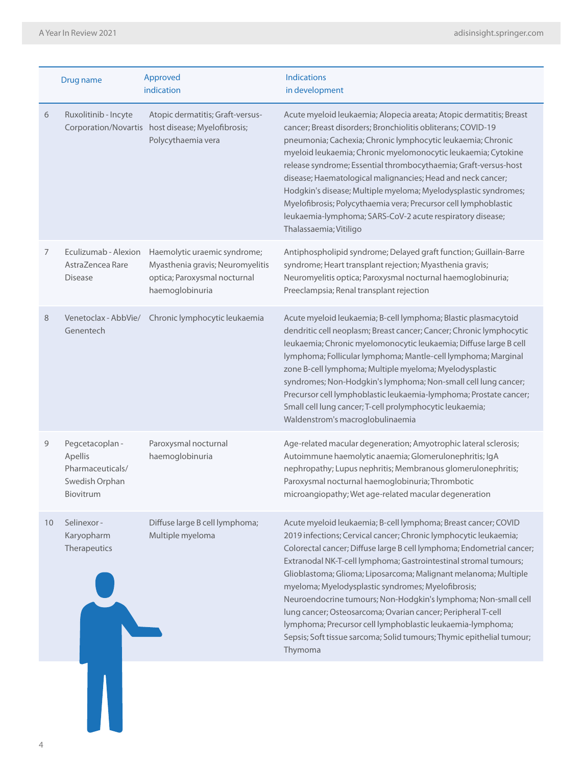|  | Drug name | Approved indication | Indications in development |
|---|---|---|---|
| 6 | Ruxolitinib - Incyte Corporation/Novartis | Atopic dermatitis; Graft-versus-host disease; Myelofibrosis; Polycythaemia vera | Acute myeloid leukaemia; Alopecia areata; Atopic dermatitis; Breast cancer; Breast disorders; Bronchiolitis obliterans; COVID-19 pneumonia; Cachexia; Chronic lymphocytic leukaemia; Chronic myeloid leukaemia; Chronic myelomonocytic leukaemia; Cytokine release syndrome; Essential thrombocythaemia; Graft-versus-host disease; Haematological malignancies; Head and neck cancer; Hodgkin's disease; Multiple myeloma; Myelodysplastic syndromes; Myelofibrosis; Polycythaemia vera; Precursor cell lymphoblastic leukaemia-lymphoma; SARS-CoV-2 acute respiratory disease; Thalassaemia; Vitiligo |
| 7 | Eculizumab - Alexion AstraZencea Rare Disease | Haemolytic uraemic syndrome; Myasthenia gravis; Neuromyelitis optica; Paroxysmal nocturnal haemoglobinuria | Antiphospholipid syndrome; Delayed graft function; Guillain-Barre syndrome; Heart transplant rejection; Myasthenia gravis; Neuromyelitis optica; Paroxysmal nocturnal haemoglobinuria; Preeclampsia; Renal transplant rejection |
| 8 | Venetoclax - AbbVie/ Genentech | Chronic lymphocytic leukaemia | Acute myeloid leukaemia; B-cell lymphoma; Blastic plasmacytoid dendritic cell neoplasm; Breast cancer; Cancer; Chronic lymphocytic leukaemia; Chronic myelomonocytic leukaemia; Diffuse large B cell lymphoma; Follicular lymphoma; Mantle-cell lymphoma; Marginal zone B-cell lymphoma; Multiple myeloma; Myelodysplastic syndromes; Non-Hodgkin's lymphoma; Non-small cell lung cancer; Precursor cell lymphoblastic leukaemia-lymphoma; Prostate cancer; Small cell lung cancer; T-cell prolymphocytic leukaemia; Waldenstrom's macroglobulinaemia |
| 9 | Pegcetacoplan - Apellis Pharmaceuticals/ Swedish Orphan Biovitrum | Paroxysmal nocturnal haemoglobinuria | Age-related macular degeneration; Amyotrophic lateral sclerosis; Autoimmune haemolytic anaemia; Glomerulonephritis; IgA nephropathy; Lupus nephritis; Membranous glomerulonephritis; Paroxysmal nocturnal haemoglobinuria; Thrombotic microangiopathy; Wet age-related macular degeneration |
| 10 | Selinexor - Karyopharm Therapeutics | Diffuse large B cell lymphoma; Multiple myeloma | Acute myeloid leukaemia; B-cell lymphoma; Breast cancer; COVID 2019 infections; Cervical cancer; Chronic lymphocytic leukaemia; Colorectal cancer; Diffuse large B cell lymphoma; Endometrial cancer; Extranodal NK-T-cell lymphoma; Gastrointestinal stromal tumours; Glioblastoma; Glioma; Liposarcoma; Malignant melanoma; Multiple myeloma; Myelodysplastic syndromes; Myelofibrosis; Neuroendocrine tumours; Non-Hodgkin's lymphoma; Non-small cell lung cancer; Osteosarcoma; Ovarian cancer; Peripheral T-cell lymphoma; Precursor cell lymphoblastic leukaemia-lymphoma; Sepsis; Soft tissue sarcoma; Solid tumours; Thymic epithelial tumour; Thymoma |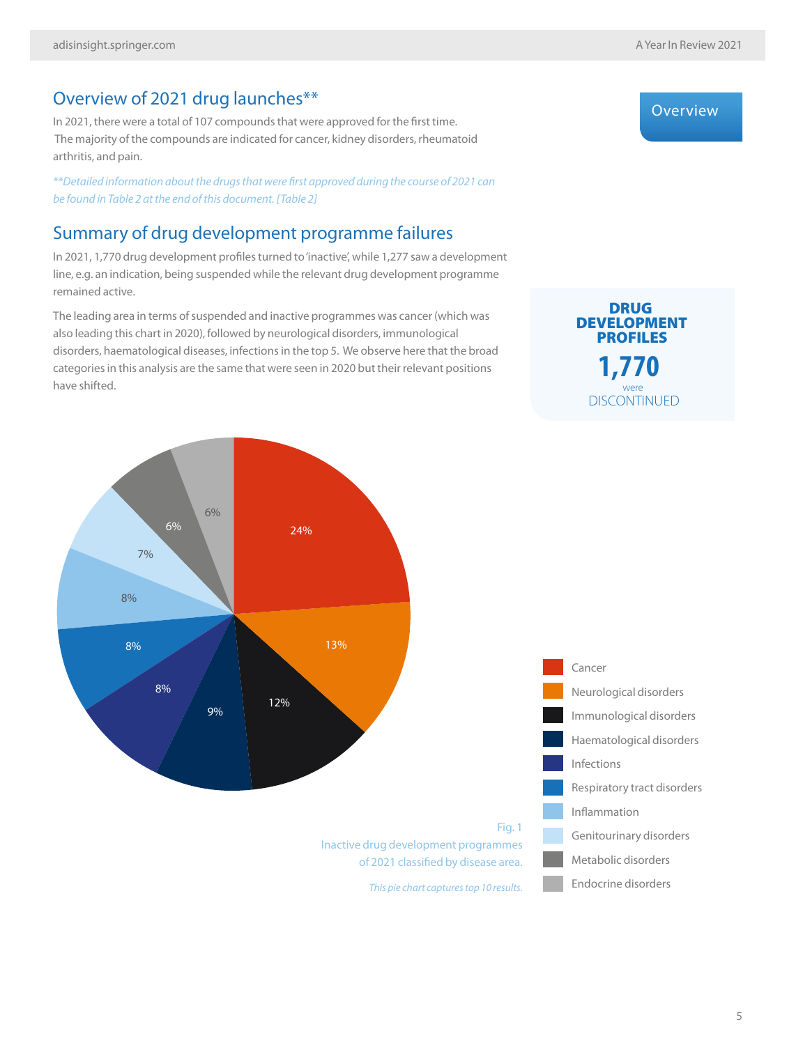## Overview of 2021 drug launches**

In 2021, there were a total of 107 compounds that were approved for the first time. The majority of the compounds are indicated for cancer, kidney disorders, rheumatoid arthritis, and pain.

*\*\*Detailed information about the drugs that were first approved during the course of 2021 can be found in Table 2 at the end of this document. [Table 2]*

## Summary of drug development programme failures

In 2021, 1,770 drug development profiles turned to 'inactive', while 1,277 saw a development line, e.g. an indication, being suspended while the relevant drug development programme remained active.

The leading area in terms of suspended and inactive programmes was cancer (which was also leading this chart in 2020), followed by neurological disorders, immunological disorders, haematological diseases, infections in the top 5. We observe here that the broad categories in this analysis are the same that were seen in 2020 but their relevant positions have shifted.

**DRUG DEVELOPMENT PROFILES**
**1,770**
were
DISCONTINUED

| Disease area | Share |
|---|---|
| Cancer | 24% |
| Neurological disorders | 13% |
| Immunological disorders | 12% |
| Haematological disorders | 9% |
| Infections | 8% |
| Respiratory tract disorders | 8% |
| Inflammation | 8% |
| Genitourinary disorders | 7% |
| Metabolic disorders | 6% |
| Endocrine disorders | 6% |

Fig. 1
Inactive drug development programmes of 2021 classified by disease area.

*This pie chart captures top 10 results.*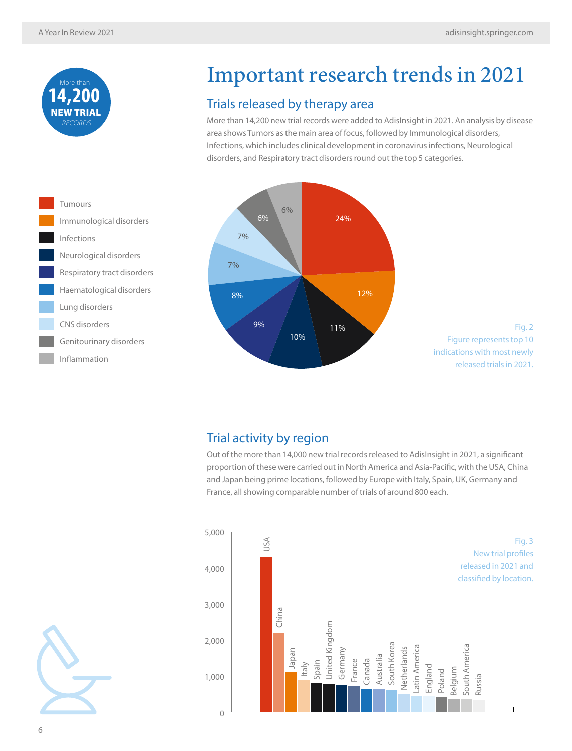More than
**14,200**
**NEW TRIAL**
*RECORDS*

# Important research trends in 2021

## Trials released by therapy area

More than 14,200 new trial records were added to AdisInsight in 2021. An analysis by disease area shows Tumors as the main area of focus, followed by Immunological disorders, Infections, which includes clinical development in coronavirus infections, Neurological disorders, and Respiratory tract disorders round out the top 5 categories.

| Therapy area | Share |
|---|---|
| Tumours | 24% |
| Immunological disorders | 12% |
| Infections | 11% |
| Neurological disorders | 10% |
| Respiratory tract disorders | 9% |
| Haematological disorders | 8% |
| Lung disorders | 7% |
| CNS disorders | 7% |
| Genitourinary disorders | 6% |
| Inflammation | 6% |

Fig. 2
Figure represents top 10 indications with most newly released trials in 2021.

## Trial activity by region

Out of the more than 14,000 new trial records released to AdisInsight in 2021, a significant proportion of these were carried out in North America and Asia-Pacific, with the USA, China and Japan being prime locations, followed by Europe with Italy, Spain, UK, Germany and France, all showing comparable number of trials of around 800 each.

Bar chart (y-axis: 0 to 5,000), locations in order: USA, China, Japan, Italy, Spain, United Kingdom, Germany, France, Canada, Australia, South Korea, Netherlands, Latin America, England, Poland, Belgium, South America, Russia.

Fig. 3
New trial profiles released in 2021 and classified by location.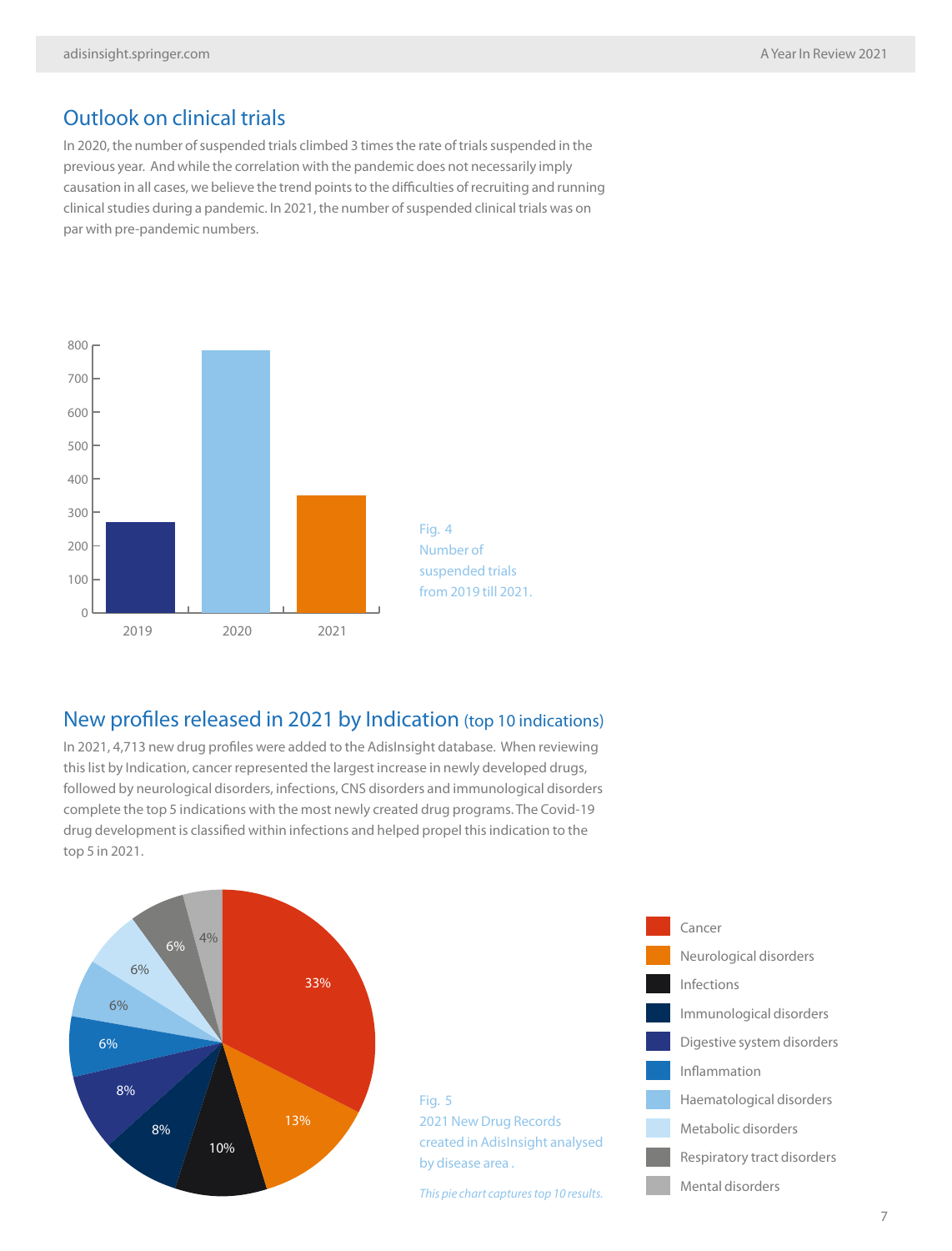## Outlook on clinical trials

In 2020, the number of suspended trials climbed 3 times the rate of trials suspended in the previous year. And while the correlation with the pandemic does not necessarily imply causation in all cases, we believe the trend points to the difficulties of recruiting and running clinical studies during a pandemic. In 2021, the number of suspended clinical trials was on par with pre-pandemic numbers.

800
700
600
500
400
300
200
100
0
2019
2020
2021

Fig. 4
Number of suspended trials from 2019 till 2021.

## New profiles released in 2021 by Indication (top 10 indications)

In 2021, 4,713 new drug profiles were added to the AdisInsight database. When reviewing this list by Indication, cancer represented the largest increase in newly developed drugs, followed by neurological disorders, infections, CNS disorders and immunological disorders complete the top 5 indications with the most newly created drug programs. The Covid-19 drug development is classified within infections and helped propel this indication to the top 5 in 2021.

33%
13%
10%
8%
8%
6%
6%
6%
6%
4%

Cancer
Neurological disorders
Infections
Immunological disorders
Digestive system disorders
Inflammation
Haematological disorders
Metabolic disorders
Respiratory tract disorders
Mental disorders

Fig. 5
2021 New Drug Records created in AdisInsight analysed by disease area .

*This pie chart captures top 10 results.*